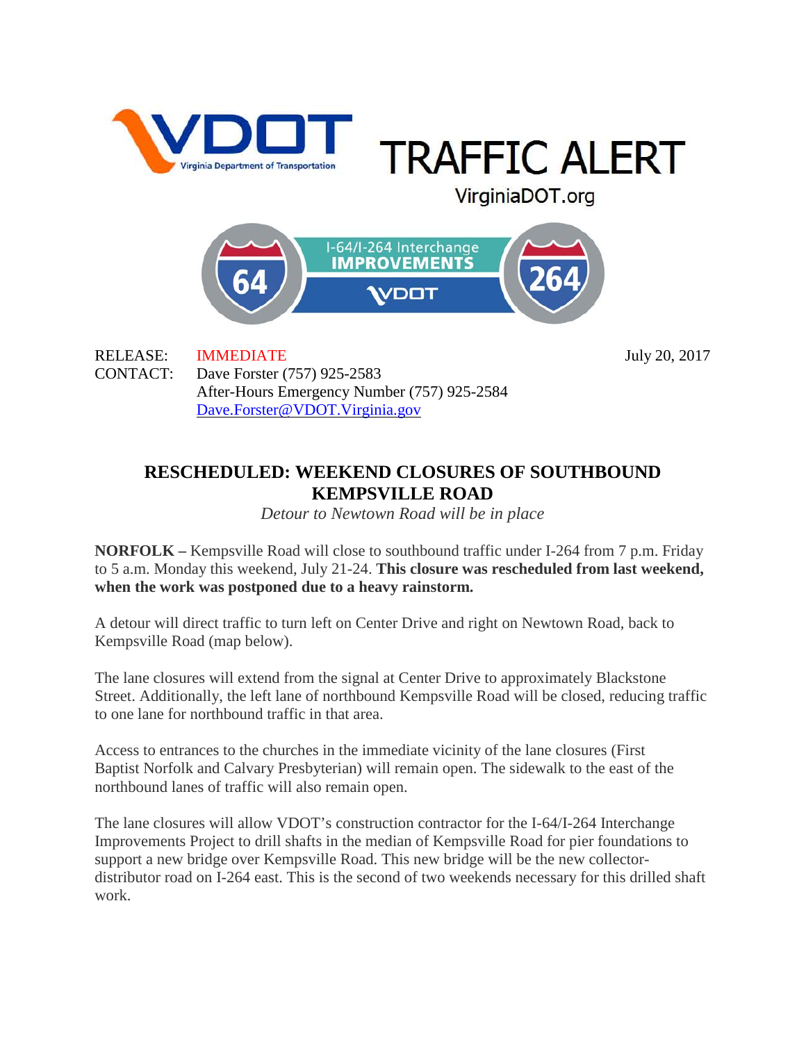VDOT Virginia Department of Transportation

# TRAFFIC ALERT

VirginiaDOT.org

I-64/I-264 Interchange IMPROVEMENTS

RELEASE: IMMEDIATE July 20, 2017

CONTACT: Dave Forster (757) 925-2583
After-Hours Emergency Number (757) 925-2584
Dave.Forster@VDOT.Virginia.gov

## RESCHEDULED: WEEKEND CLOSURES OF SOUTHBOUND KEMPSVILLE ROAD

*Detour to Newtown Road will be in place*

**NORFOLK –** Kempsville Road will close to southbound traffic under I-264 from 7 p.m. Friday to 5 a.m. Monday this weekend, July 21-24. **This closure was rescheduled from last weekend, when the work was postponed due to a heavy rainstorm.**

A detour will direct traffic to turn left on Center Drive and right on Newtown Road, back to Kempsville Road (map below).

The lane closures will extend from the signal at Center Drive to approximately Blackstone Street. Additionally, the left lane of northbound Kempsville Road will be closed, reducing traffic to one lane for northbound traffic in that area.

Access to entrances to the churches in the immediate vicinity of the lane closures (First Baptist Norfolk and Calvary Presbyterian) will remain open. The sidewalk to the east of the northbound lanes of traffic will also remain open.

The lane closures will allow VDOT's construction contractor for the I-64/I-264 Interchange Improvements Project to drill shafts in the median of Kempsville Road for pier foundations to support a new bridge over Kempsville Road. This new bridge will be the new collector-distributor road on I-264 east. This is the second of two weekends necessary for this drilled shaft work.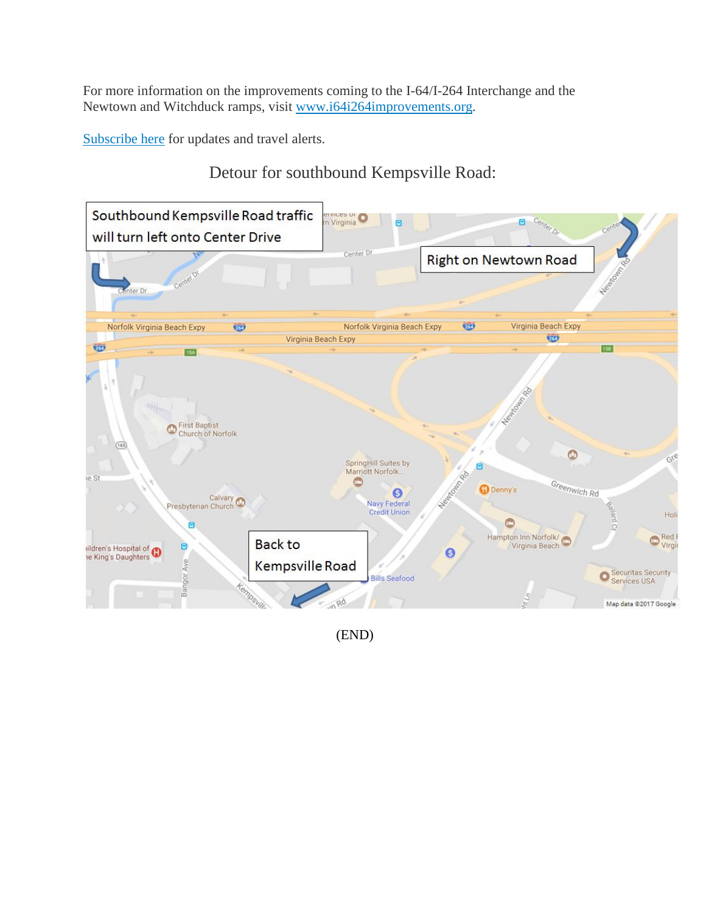For more information on the improvements coming to the I-64/I-264 Interchange and the Newtown and Witchduck ramps, visit www.i64i264improvements.org.

Subscribe here for updates and travel alerts.

Detour for southbound Kempsville Road:

Southbound Kempsville Road traffic will turn left onto Center Drive

Right on Newtown Road

Back to Kempsville Road

(END)